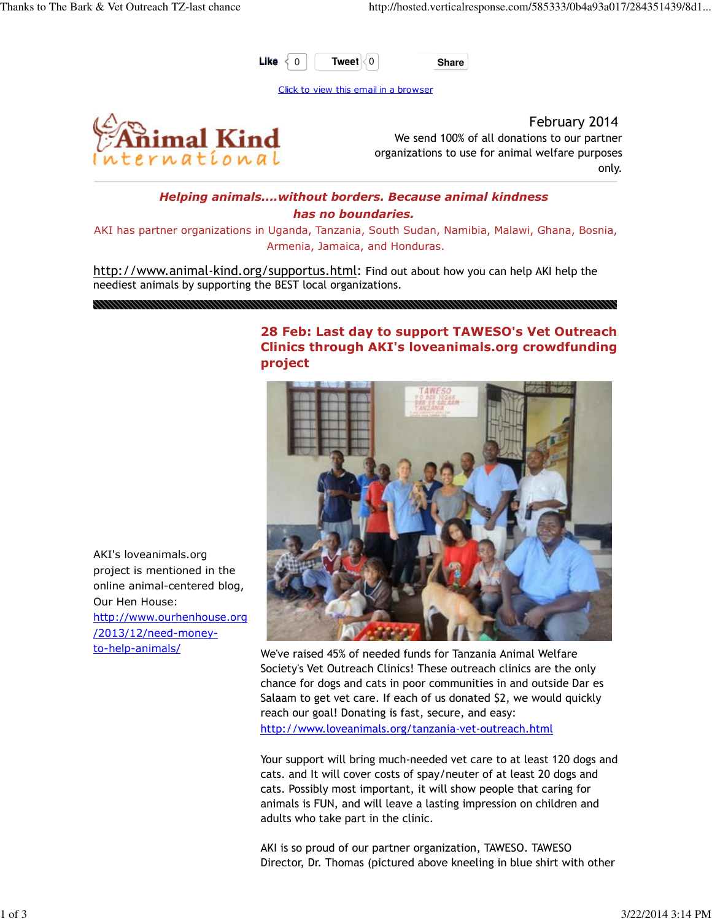Like 0 Tweet 0 Share

Click to view this email in a browser

Animal Kind International

February 2014

We send 100% of all donations to our partner organizations to use for animal welfare purposes only.

***Helping animals....without borders. Because animal kindness has no boundaries.***

AKI has partner organizations in Uganda, Tanzania, South Sudan, Namibia, Malawi, Ghana, Bosnia, Armenia, Jamaica, and Honduras.

http://www.animal-kind.org/supportus.html: Find out about how you can help AKI help the neediest animals by supporting the BEST local organizations.

## 28 Feb: Last day to support TAWESO's Vet Outreach Clinics through AKI's loveanimals.org crowdfunding project

AKI's loveanimals.org project is mentioned in the online animal-centered blog, Our Hen House: http://www.ourhenhouse.org/2013/12/need-money-to-help-animals/

We've raised 45% of needed funds for Tanzania Animal Welfare Society's Vet Outreach Clinics! These outreach clinics are the only chance for dogs and cats in poor communities in and outside Dar es Salaam to get vet care. If each of us donated $2, we would quickly reach our goal! Donating is fast, secure, and easy: http://www.loveanimals.org/tanzania-vet-outreach.html

Your support will bring much-needed vet care to at least 120 dogs and cats. and It will cover costs of spay/neuter of at least 20 dogs and cats. Possibly most important, it will show people that caring for animals is FUN, and will leave a lasting impression on children and adults who take part in the clinic.

AKI is so proud of our partner organization, TAWESO. TAWESO Director, Dr. Thomas (pictured above kneeling in blue shirt with other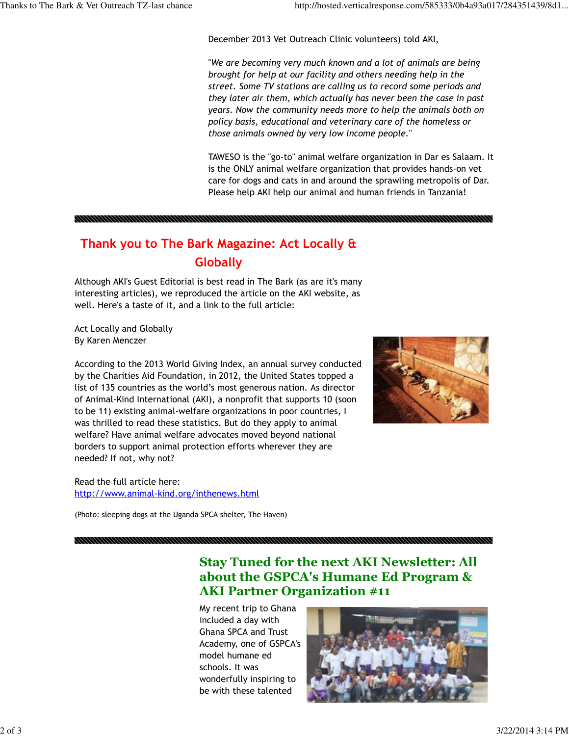December 2013 Vet Outreach Clinic volunteers) told AKI,

"*We are becoming very much known and a lot of animals are being brought for help at our facility and others needing help in the street. Some TV stations are calling us to record some periods and they later air them, which actually has never been the case in past years. Now the community needs more to help the animals both on policy basis, educational and veterinary care of the homeless or those animals owned by very low income people.*"

TAWESO is the "go-to" animal welfare organization in Dar es Salaam. It is the ONLY animal welfare organization that provides hands-on vet care for dogs and cats in and around the sprawling metropolis of Dar. Please help AKI help our animal and human friends in Tanzania!

## Thank you to The Bark Magazine: Act Locally & Globally

Although AKI's Guest Editorial is best read in The Bark (as are it's many interesting articles), we reproduced the article on the AKI website, as well. Here's a taste of it, and a link to the full article:

Act Locally and Globally
By Karen Menczer

According to the 2013 World Giving Index, an annual survey conducted by the Charities Aid Foundation, in 2012, the United States topped a list of 135 countries as the world's most generous nation. As director of Animal-Kind International (AKI), a nonprofit that supports 10 (soon to be 11) existing animal-welfare organizations in poor countries, I was thrilled to read these statistics. But do they apply to animal welfare? Have animal welfare advocates moved beyond national borders to support animal protection efforts wherever they are needed? If not, why not?

Read the full article here:
http://www.animal-kind.org/inthenews.html

(Photo: sleeping dogs at the Uganda SPCA shelter, The Haven)

## Stay Tuned for the next AKI Newsletter: All about the GSPCA's Humane Ed Program & AKI Partner Organization #11

My recent trip to Ghana included a day with Ghana SPCA and Trust Academy, one of GSPCA's model humane ed schools. It was wonderfully inspiring to be with these talented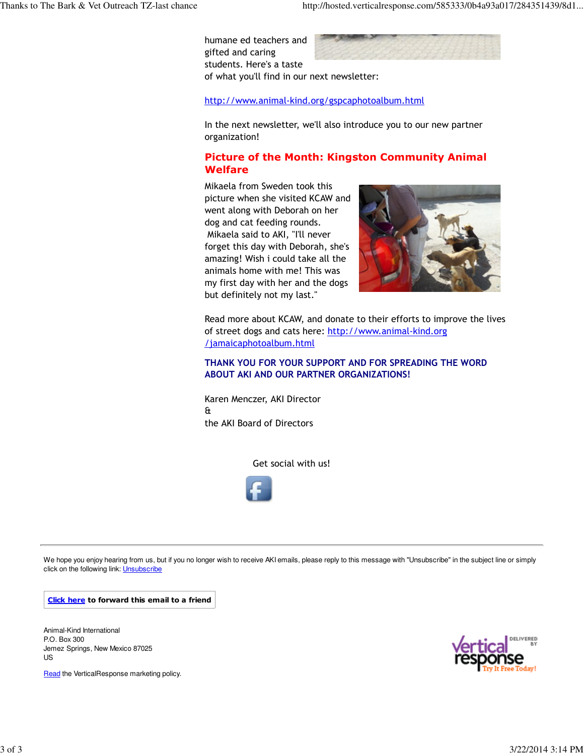humane ed teachers and gifted and caring students. Here's a taste of what you'll find in our next newsletter:

http://www.animal-kind.org/gspcaphotoalbum.html

In the next newsletter, we'll also introduce you to our new partner organization!

## Picture of the Month: Kingston Community Animal Welfare

Mikaela from Sweden took this picture when she visited KCAW and went along with Deborah on her dog and cat feeding rounds. Mikaela said to AKI, "I'll never forget this day with Deborah, she's amazing! Wish i could take all the animals home with me! This was my first day with her and the dogs but definitely not my last."

Read more about KCAW, and donate to their efforts to improve the lives of street dogs and cats here: http://www.animal-kind.org/jamaicaphotoalbum.html

**THANK YOU FOR YOUR SUPPORT AND FOR SPREADING THE WORD ABOUT AKI AND OUR PARTNER ORGANIZATIONS!**

Karen Menczer, AKI Director
&
the AKI Board of Directors

Get social with us!

---

We hope you enjoy hearing from us, but if you no longer wish to receive AKI emails, please reply to this message with "Unsubscribe" in the subject line or simply click on the following link: Unsubscribe

**Click here to forward this email to a friend**

Animal-Kind International
P.O. Box 300
Jemez Springs, New Mexico 87025
US

Read the VerticalResponse marketing policy.

Vertical response DELIVERED BY Try It Free Today!